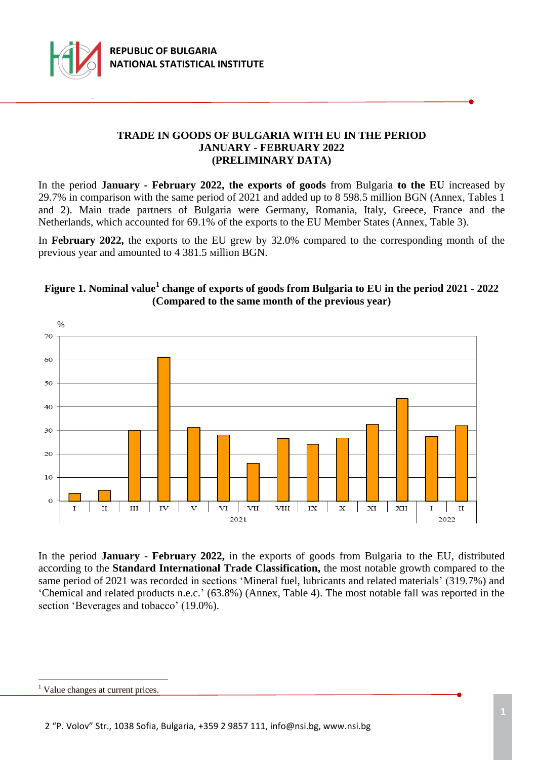REPUBLIC OF BULGARIA
NATIONAL STATISTICAL INSTITUTE

# TRADE IN GOODS OF BULGARIA WITH EU IN THE PERIOD JANUARY - FEBRUARY 2022 (PRELIMINARY DATA)

In the period **January - February 2022, the exports of goods** from Bulgaria **to the EU** increased by 29.7% in comparison with the same period of 2021 and added up to 8 598.5 million BGN (Annex, Tables 1 and 2). Main trade partners of Bulgaria were Germany, Romania, Italy, Greece, France and the Netherlands, which accounted for 69.1% of the exports to the EU Member States (Annex, Table 3).

In **February 2022,** the exports to the EU grew by 32.0% compared to the corresponding month of the previous year and amounted to 4 381.5 million BGN.

**Figure 1. Nominal value[1] change of exports of goods from Bulgaria to EU in the period 2021 - 2022 (Compared to the same month of the previous year)**

In the period **January - February 2022,** in the exports of goods from Bulgaria to the EU, distributed according to the **Standard International Trade Classification,** the most notable growth compared to the same period of 2021 was recorded in sections 'Mineral fuel, lubricants and related materials' (319.7%) and 'Chemical and related products n.e.c.' (63.8%) (Annex, Table 4). The most notable fall was reported in the section 'Beverages and tobacco' (19.0%).

[1] Value changes at current prices.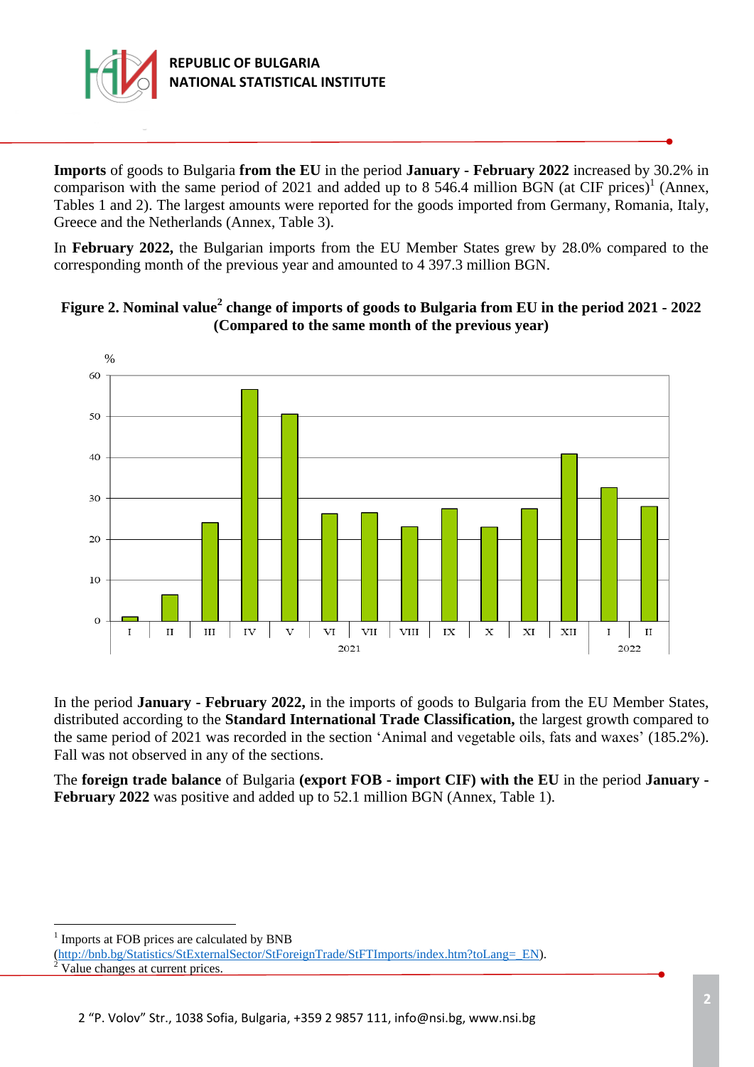**Imports** of goods to Bulgaria **from the EU** in the period **January - February 2022** increased by 30.2% in comparison with the same period of 2021 and added up to 8 546.4 million BGN (at CIF prices)[1] (Annex, Tables 1 and 2). The largest amounts were reported for the goods imported from Germany, Romania, Italy, Greece and the Netherlands (Annex, Table 3).

In **February 2022,** the Bulgarian imports from the EU Member States grew by 28.0% compared to the corresponding month of the previous year and amounted to 4 397.3 million BGN.

**Figure 2. Nominal value[2] change of imports of goods to Bulgaria from EU in the period 2021 - 2022 (Compared to the same month of the previous year)**

In the period **January - February 2022,** in the imports of goods to Bulgaria from the EU Member States, distributed according to the **Standard International Trade Classification,** the largest growth compared to the same period of 2021 was recorded in the section 'Animal and vegetable oils, fats and waxes' (185.2%). Fall was not observed in any of the sections.

The **foreign trade balance** of Bulgaria **(export FOB - import CIF) with the EU** in the period **January - February 2022** was positive and added up to 52.1 million BGN (Annex, Table 1).

---

[1] Imports at FOB prices are calculated by BNB (http://bnb.bg/Statistics/StExternalSector/StForeignTrade/StFTImports/index.htm?toLang=_EN).

[2] Value changes at current prices.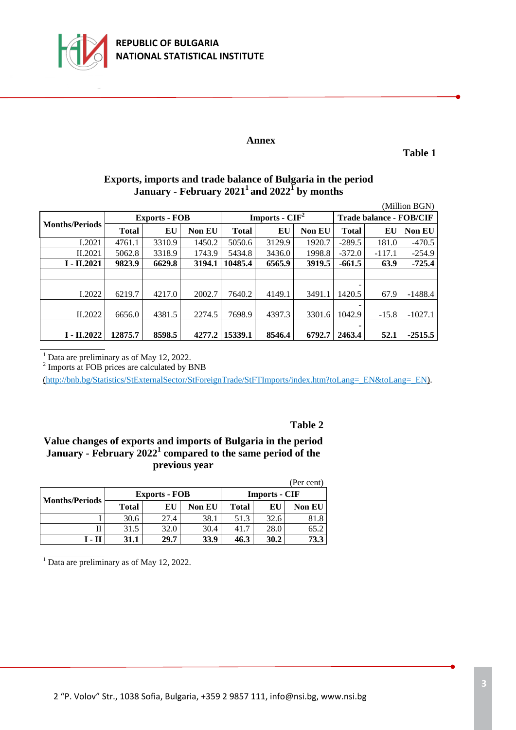## Annex

**Table 1**

### Exports, imports and trade balance of Bulgaria in the period January - February 2021[1] and 2022[1] by months

(Million BGN)

| Months/Periods | Exports - FOB | | | Imports - CIF[2] | | | Trade balance - FOB/CIF | | |
|---|---|---|---|---|---|---|---|---|---|
| | **Total** | **EU** | **Non EU** | **Total** | **EU** | **Non EU** | **Total** | **EU** | **Non EU** |
| I.2021 | 4761.1 | 3310.9 | 1450.2 | 5050.6 | 3129.9 | 1920.7 | -289.5 | 181.0 | -470.5 |
| II.2021 | 5062.8 | 3318.9 | 1743.9 | 5434.8 | 3436.0 | 1998.8 | -372.0 | -117.1 | -254.9 |
| **I - II.2021** | **9823.9** | **6629.8** | **3194.1** | **10485.4** | **6565.9** | **3919.5** | **-661.5** | **63.9** | **-725.4** |
| | | | | | | | | | |
| I.2022 | 6219.7 | 4217.0 | 2002.7 | 7640.2 | 4149.1 | 3491.1 | -1420.5 | 67.9 | -1488.4 |
| II.2022 | 6656.0 | 4381.5 | 2274.5 | 7698.9 | 4397.3 | 3301.6 | -1042.9 | -15.8 | -1027.1 |
| **I - II.2022** | **12875.7** | **8598.5** | **4277.2** | **15339.1** | **8546.4** | **6792.7** | **-2463.4** | **52.1** | **-2515.5** |

[1] Data are preliminary as of May 12, 2022.
[2] Imports at FOB prices are calculated by BNB
(http://bnb.bg/Statistics/StExternalSector/StForeignTrade/StFTImports/index.htm?toLang=_EN&toLang=_EN).

**Table 2**

### Value changes of exports and imports of Bulgaria in the period January - February 2022[1] compared to the same period of the previous year

(Per cent)

| Months/Periods | Exports - FOB | | | Imports - CIF | | |
|---|---|---|---|---|---|---|
| | **Total** | **EU** | **Non EU** | **Total** | **EU** | **Non EU** |
| I | 30.6 | 27.4 | 38.1 | 51.3 | 32.6 | 81.8 |
| II | 31.5 | 32.0 | 30.4 | 41.7 | 28.0 | 65.2 |
| **I - II** | **31.1** | **29.7** | **33.9** | **46.3** | **30.2** | **73.3** |

[1] Data are preliminary as of May 12, 2022.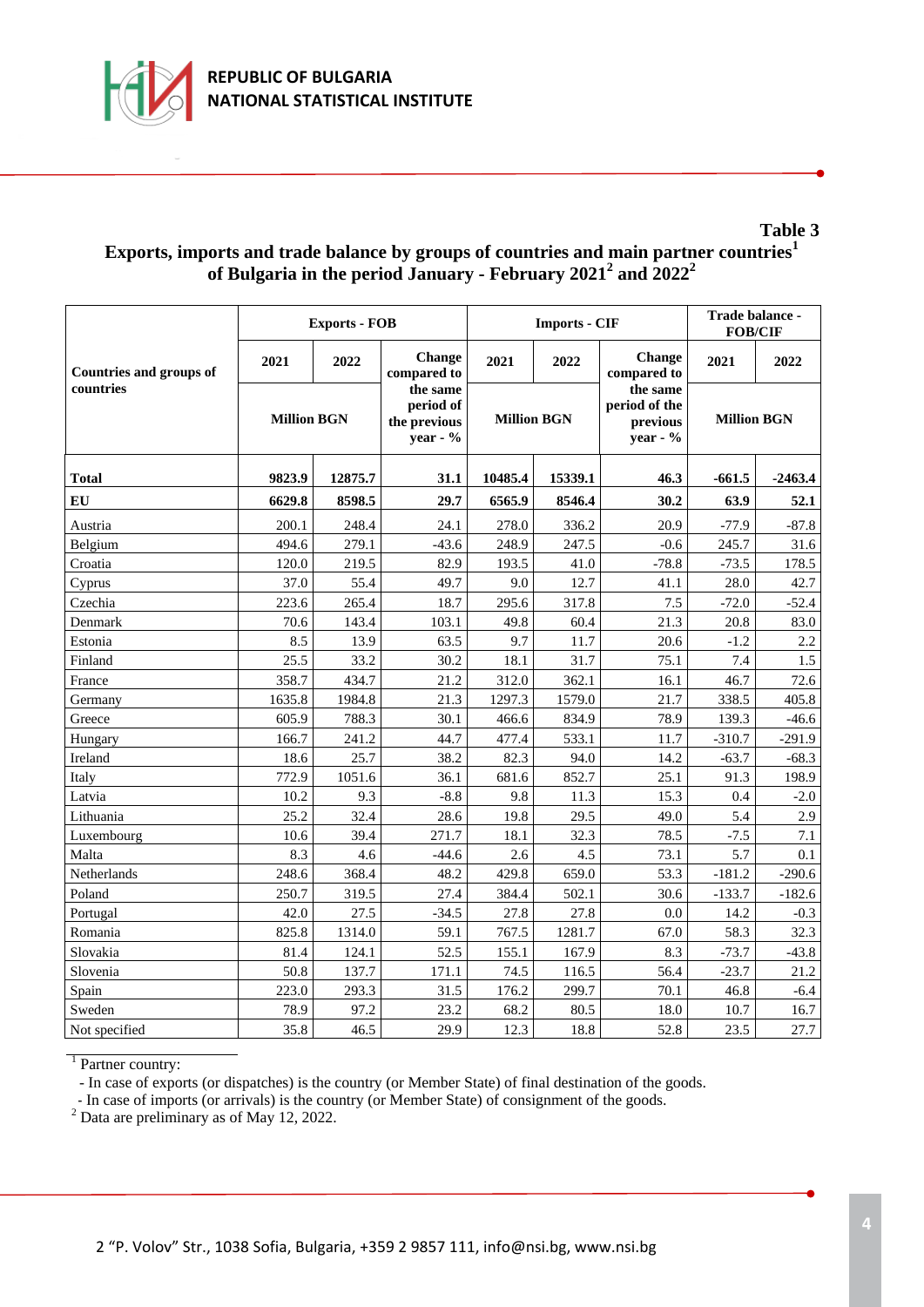**Table 3**

**Exports, imports and trade balance by groups of countries and main partner countries[1] of Bulgaria in the period January - February 2021[2] and 2022[2]**

| Countries and groups of countries | Exports - FOB | | | Imports - CIF | | | Trade balance - FOB/CIF | |
|---|---|---|---|---|---|---|---|---|
| | 2021 | 2022 | Change compared to the same period of the previous year - % | 2021 | 2022 | Change compared to the same period of the previous year - % | 2021 | 2022 |
| | Million BGN | | | Million BGN | | | Million BGN | |
| **Total** | **9823.9** | **12875.7** | **31.1** | **10485.4** | **15339.1** | **46.3** | **-661.5** | **-2463.4** |
| **EU** | **6629.8** | **8598.5** | **29.7** | **6565.9** | **8546.4** | **30.2** | **63.9** | **52.1** |
| Austria | 200.1 | 248.4 | 24.1 | 278.0 | 336.2 | 20.9 | -77.9 | -87.8 |
| Belgium | 494.6 | 279.1 | -43.6 | 248.9 | 247.5 | -0.6 | 245.7 | 31.6 |
| Croatia | 120.0 | 219.5 | 82.9 | 193.5 | 41.0 | -78.8 | -73.5 | 178.5 |
| Cyprus | 37.0 | 55.4 | 49.7 | 9.0 | 12.7 | 41.1 | 28.0 | 42.7 |
| Czechia | 223.6 | 265.4 | 18.7 | 295.6 | 317.8 | 7.5 | -72.0 | -52.4 |
| Denmark | 70.6 | 143.4 | 103.1 | 49.8 | 60.4 | 21.3 | 20.8 | 83.0 |
| Estonia | 8.5 | 13.9 | 63.5 | 9.7 | 11.7 | 20.6 | -1.2 | 2.2 |
| Finland | 25.5 | 33.2 | 30.2 | 18.1 | 31.7 | 75.1 | 7.4 | 1.5 |
| France | 358.7 | 434.7 | 21.2 | 312.0 | 362.1 | 16.1 | 46.7 | 72.6 |
| Germany | 1635.8 | 1984.8 | 21.3 | 1297.3 | 1579.0 | 21.7 | 338.5 | 405.8 |
| Greece | 605.9 | 788.3 | 30.1 | 466.6 | 834.9 | 78.9 | 139.3 | -46.6 |
| Hungary | 166.7 | 241.2 | 44.7 | 477.4 | 533.1 | 11.7 | -310.7 | -291.9 |
| Ireland | 18.6 | 25.7 | 38.2 | 82.3 | 94.0 | 14.2 | -63.7 | -68.3 |
| Italy | 772.9 | 1051.6 | 36.1 | 681.6 | 852.7 | 25.1 | 91.3 | 198.9 |
| Latvia | 10.2 | 9.3 | -8.8 | 9.8 | 11.3 | 15.3 | 0.4 | -2.0 |
| Lithuania | 25.2 | 32.4 | 28.6 | 19.8 | 29.5 | 49.0 | 5.4 | 2.9 |
| Luxembourg | 10.6 | 39.4 | 271.7 | 18.1 | 32.3 | 78.5 | -7.5 | 7.1 |
| Malta | 8.3 | 4.6 | -44.6 | 2.6 | 4.5 | 73.1 | 5.7 | 0.1 |
| Netherlands | 248.6 | 368.4 | 48.2 | 429.8 | 659.0 | 53.3 | -181.2 | -290.6 |
| Poland | 250.7 | 319.5 | 27.4 | 384.4 | 502.1 | 30.6 | -133.7 | -182.6 |
| Portugal | 42.0 | 27.5 | -34.5 | 27.8 | 27.8 | 0.0 | 14.2 | -0.3 |
| Romania | 825.8 | 1314.0 | 59.1 | 767.5 | 1281.7 | 67.0 | 58.3 | 32.3 |
| Slovakia | 81.4 | 124.1 | 52.5 | 155.1 | 167.9 | 8.3 | -73.7 | -43.8 |
| Slovenia | 50.8 | 137.7 | 171.1 | 74.5 | 116.5 | 56.4 | -23.7 | 21.2 |
| Spain | 223.0 | 293.3 | 31.5 | 176.2 | 299.7 | 70.1 | 46.8 | -6.4 |
| Sweden | 78.9 | 97.2 | 23.2 | 68.2 | 80.5 | 18.0 | 10.7 | 16.7 |
| Not specified | 35.8 | 46.5 | 29.9 | 12.3 | 18.8 | 52.8 | 23.5 | 27.7 |

[1] Partner country:
- In case of exports (or dispatches) is the country (or Member State) of final destination of the goods.
- In case of imports (or arrivals) is the country (or Member State) of consignment of the goods.

[2] Data are preliminary as of May 12, 2022.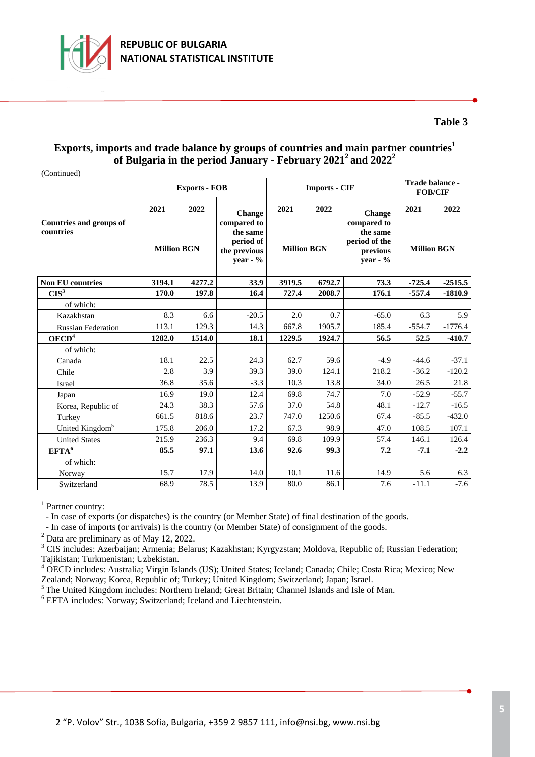## Table 3

### Exports, imports and trade balance by groups of countries and main partner countries[1] of Bulgaria in the period January - February 2021[2] and 2022[2]

(Continued)

| Countries and groups of countries | Exports - FOB | | | Imports - CIF | | | Trade balance - FOB/CIF | |
|---|---|---|---|---|---|---|---|---|
| | 2021 | 2022 | Change compared to the same period of the previous year - % | 2021 | 2022 | Change compared to the same period of the previous year - % | 2021 | 2022 |
| | Million BGN | | | Million BGN | | | Million BGN | |
| **Non EU countries** | **3194.1** | **4277.2** | **33.9** | **3919.5** | **6792.7** | **73.3** | **-725.4** | **-2515.5** |
| **CIS[3]** | **170.0** | **197.8** | **16.4** | **727.4** | **2008.7** | **176.1** | **-557.4** | **-1810.9** |
| of which: | | | | | | | | |
| Kazakhstan | 8.3 | 6.6 | -20.5 | 2.0 | 0.7 | -65.0 | 6.3 | 5.9 |
| Russian Federation | 113.1 | 129.3 | 14.3 | 667.8 | 1905.7 | 185.4 | -554.7 | -1776.4 |
| **OECD[4]** | **1282.0** | **1514.0** | **18.1** | **1229.5** | **1924.7** | **56.5** | **52.5** | **-410.7** |
| of which: | | | | | | | | |
| Canada | 18.1 | 22.5 | 24.3 | 62.7 | 59.6 | -4.9 | -44.6 | -37.1 |
| Chile | 2.8 | 3.9 | 39.3 | 39.0 | 124.1 | 218.2 | -36.2 | -120.2 |
| Israel | 36.8 | 35.6 | -3.3 | 10.3 | 13.8 | 34.0 | 26.5 | 21.8 |
| Japan | 16.9 | 19.0 | 12.4 | 69.8 | 74.7 | 7.0 | -52.9 | -55.7 |
| Korea, Republic of | 24.3 | 38.3 | 57.6 | 37.0 | 54.8 | 48.1 | -12.7 | -16.5 |
| Turkey | 661.5 | 818.6 | 23.7 | 747.0 | 1250.6 | 67.4 | -85.5 | -432.0 |
| United Kingdom[5] | 175.8 | 206.0 | 17.2 | 67.3 | 98.9 | 47.0 | 108.5 | 107.1 |
| United States | 215.9 | 236.3 | 9.4 | 69.8 | 109.9 | 57.4 | 146.1 | 126.4 |
| **EFTA[6]** | **85.5** | **97.1** | **13.6** | **92.6** | **99.3** | **7.2** | **-7.1** | **-2.2** |
| of which: | | | | | | | | |
| Norway | 15.7 | 17.9 | 14.0 | 10.1 | 11.6 | 14.9 | 5.6 | 6.3 |
| Switzerland | 68.9 | 78.5 | 13.9 | 80.0 | 86.1 | 7.6 | -11.1 | -7.6 |

[1] Partner country:

- In case of exports (or dispatches) is the country (or Member State) of final destination of the goods.
- In case of imports (or arrivals) is the country (or Member State) of consignment of the goods.

[2] Data are preliminary as of May 12, 2022.

[3] CIS includes: Azerbaijan; Armenia; Belarus; Kazakhstan; Kyrgyzstan; Moldova, Republic of; Russian Federation; Tajikistan; Turkmenistan; Uzbekistan.

[4] OECD includes: Australia; Virgin Islands (US); United States; Iceland; Canada; Chile; Costa Rica; Mexico; New Zealand; Norway; Korea, Republic of; Turkey; United Kingdom; Switzerland; Japan; Israel.

[5] The United Kingdom includes: Northern Ireland; Great Britain; Channel Islands and Isle of Man.

[6] EFTA includes: Norway; Switzerland; Iceland and Liechtenstein.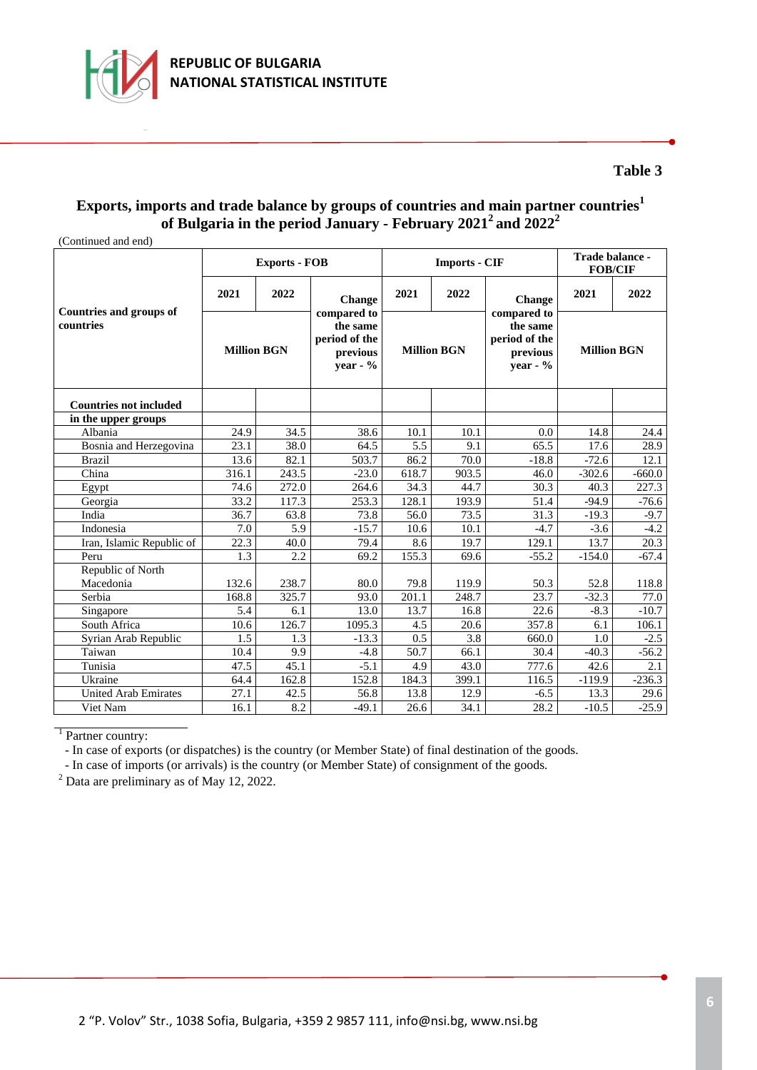## Table 3

### Exports, imports and trade balance by groups of countries and main partner countries[1] of Bulgaria in the period January - February 2021[2] and 2022[2]

(Continued and end)

| Countries and groups of countries | Exports - FOB | | | Imports - CIF | | | Trade balance - FOB/CIF | |
|---|---|---|---|---|---|---|---|---|
| | 2021 | 2022 | Change compared to the same period of the previous year - % | 2021 | 2022 | Change compared to the same period of the previous year - % | 2021 | 2022 |
| | Million BGN | | | Million BGN | | | Million BGN | |
| **Countries not included in the upper groups** | | | | | | | | |
| Albania | 24.9 | 34.5 | 38.6 | 10.1 | 10.1 | 0.0 | 14.8 | 24.4 |
| Bosnia and Herzegovina | 23.1 | 38.0 | 64.5 | 5.5 | 9.1 | 65.5 | 17.6 | 28.9 |
| Brazil | 13.6 | 82.1 | 503.7 | 86.2 | 70.0 | -18.8 | -72.6 | 12.1 |
| China | 316.1 | 243.5 | -23.0 | 618.7 | 903.5 | 46.0 | -302.6 | -660.0 |
| Egypt | 74.6 | 272.0 | 264.6 | 34.3 | 44.7 | 30.3 | 40.3 | 227.3 |
| Georgia | 33.2 | 117.3 | 253.3 | 128.1 | 193.9 | 51.4 | -94.9 | -76.6 |
| India | 36.7 | 63.8 | 73.8 | 56.0 | 73.5 | 31.3 | -19.3 | -9.7 |
| Indonesia | 7.0 | 5.9 | -15.7 | 10.6 | 10.1 | -4.7 | -3.6 | -4.2 |
| Iran, Islamic Republic of | 22.3 | 40.0 | 79.4 | 8.6 | 19.7 | 129.1 | 13.7 | 20.3 |
| Peru | 1.3 | 2.2 | 69.2 | 155.3 | 69.6 | -55.2 | -154.0 | -67.4 |
| Republic of North Macedonia | 132.6 | 238.7 | 80.0 | 79.8 | 119.9 | 50.3 | 52.8 | 118.8 |
| Serbia | 168.8 | 325.7 | 93.0 | 201.1 | 248.7 | 23.7 | -32.3 | 77.0 |
| Singapore | 5.4 | 6.1 | 13.0 | 13.7 | 16.8 | 22.6 | -8.3 | -10.7 |
| South Africa | 10.6 | 126.7 | 1095.3 | 4.5 | 20.6 | 357.8 | 6.1 | 106.1 |
| Syrian Arab Republic | 1.5 | 1.3 | -13.3 | 0.5 | 3.8 | 660.0 | 1.0 | -2.5 |
| Taiwan | 10.4 | 9.9 | -4.8 | 50.7 | 66.1 | 30.4 | -40.3 | -56.2 |
| Tunisia | 47.5 | 45.1 | -5.1 | 4.9 | 43.0 | 777.6 | 42.6 | 2.1 |
| Ukraine | 64.4 | 162.8 | 152.8 | 184.3 | 399.1 | 116.5 | -119.9 | -236.3 |
| United Arab Emirates | 27.1 | 42.5 | 56.8 | 13.8 | 12.9 | -6.5 | 13.3 | 29.6 |
| Viet Nam | 16.1 | 8.2 | -49.1 | 26.6 | 34.1 | 28.2 | -10.5 | -25.9 |

[1] Partner country:

- In case of exports (or dispatches) is the country (or Member State) of final destination of the goods.
- In case of imports (or arrivals) is the country (or Member State) of consignment of the goods.

[2] Data are preliminary as of May 12, 2022.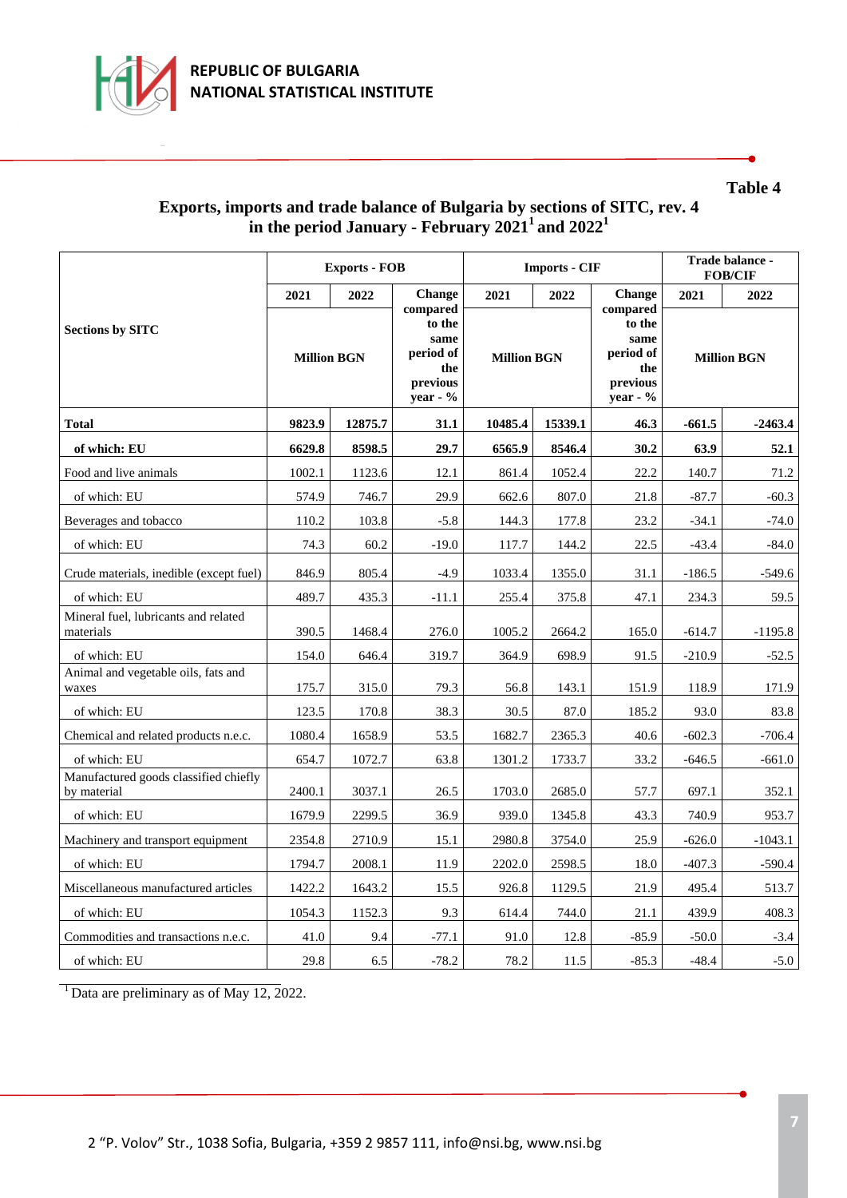REPUBLIC OF BULGARIA
NATIONAL STATISTICAL INSTITUTE

**Table 4**

## Exports, imports and trade balance of Bulgaria by sections of SITC, rev. 4 in the period January - February 2021[1] and 2022[1]

| Sections by SITC | Exports - FOB | | | Imports - CIF | | | Trade balance - FOB/CIF | |
|---|---|---|---|---|---|---|---|---|
| | 2021 | 2022 | Change compared to the same period of the previous year - % | 2021 | 2022 | Change compared to the same period of the previous year - % | 2021 | 2022 |
| | Million BGN | | | Million BGN | | | Million BGN | |
| **Total** | **9823.9** | **12875.7** | **31.1** | **10485.4** | **15339.1** | **46.3** | **-661.5** | **-2463.4** |
| **of which: EU** | **6629.8** | **8598.5** | **29.7** | **6565.9** | **8546.4** | **30.2** | **63.9** | **52.1** |
| Food and live animals | 1002.1 | 1123.6 | 12.1 | 861.4 | 1052.4 | 22.2 | 140.7 | 71.2 |
| of which: EU | 574.9 | 746.7 | 29.9 | 662.6 | 807.0 | 21.8 | -87.7 | -60.3 |
| Beverages and tobacco | 110.2 | 103.8 | -5.8 | 144.3 | 177.8 | 23.2 | -34.1 | -74.0 |
| of which: EU | 74.3 | 60.2 | -19.0 | 117.7 | 144.2 | 22.5 | -43.4 | -84.0 |
| Crude materials, inedible (except fuel) | 846.9 | 805.4 | -4.9 | 1033.4 | 1355.0 | 31.1 | -186.5 | -549.6 |
| of which: EU | 489.7 | 435.3 | -11.1 | 255.4 | 375.8 | 47.1 | 234.3 | 59.5 |
| Mineral fuel, lubricants and related materials | 390.5 | 1468.4 | 276.0 | 1005.2 | 2664.2 | 165.0 | -614.7 | -1195.8 |
| of which: EU | 154.0 | 646.4 | 319.7 | 364.9 | 698.9 | 91.5 | -210.9 | -52.5 |
| Animal and vegetable oils, fats and waxes | 175.7 | 315.0 | 79.3 | 56.8 | 143.1 | 151.9 | 118.9 | 171.9 |
| of which: EU | 123.5 | 170.8 | 38.3 | 30.5 | 87.0 | 185.2 | 93.0 | 83.8 |
| Chemical and related products n.e.c. | 1080.4 | 1658.9 | 53.5 | 1682.7 | 2365.3 | 40.6 | -602.3 | -706.4 |
| of which: EU | 654.7 | 1072.7 | 63.8 | 1301.2 | 1733.7 | 33.2 | -646.5 | -661.0 |
| Manufactured goods classified chiefly by material | 2400.1 | 3037.1 | 26.5 | 1703.0 | 2685.0 | 57.7 | 697.1 | 352.1 |
| of which: EU | 1679.9 | 2299.5 | 36.9 | 939.0 | 1345.8 | 43.3 | 740.9 | 953.7 |
| Machinery and transport equipment | 2354.8 | 2710.9 | 15.1 | 2980.8 | 3754.0 | 25.9 | -626.0 | -1043.1 |
| of which: EU | 1794.7 | 2008.1 | 11.9 | 2202.0 | 2598.5 | 18.0 | -407.3 | -590.4 |
| Miscellaneous manufactured articles | 1422.2 | 1643.2 | 15.5 | 926.8 | 1129.5 | 21.9 | 495.4 | 513.7 |
| of which: EU | 1054.3 | 1152.3 | 9.3 | 614.4 | 744.0 | 21.1 | 439.9 | 408.3 |
| Commodities and transactions n.e.c. | 41.0 | 9.4 | -77.1 | 91.0 | 12.8 | -85.9 | -50.0 | -3.4 |
| of which: EU | 29.8 | 6.5 | -78.2 | 78.2 | 11.5 | -85.3 | -48.4 | -5.0 |

[1] Data are preliminary as of May 12, 2022.

2 "P. Volov" Str., 1038 Sofia, Bulgaria, +359 2 9857 111, info@nsi.bg, www.nsi.bg